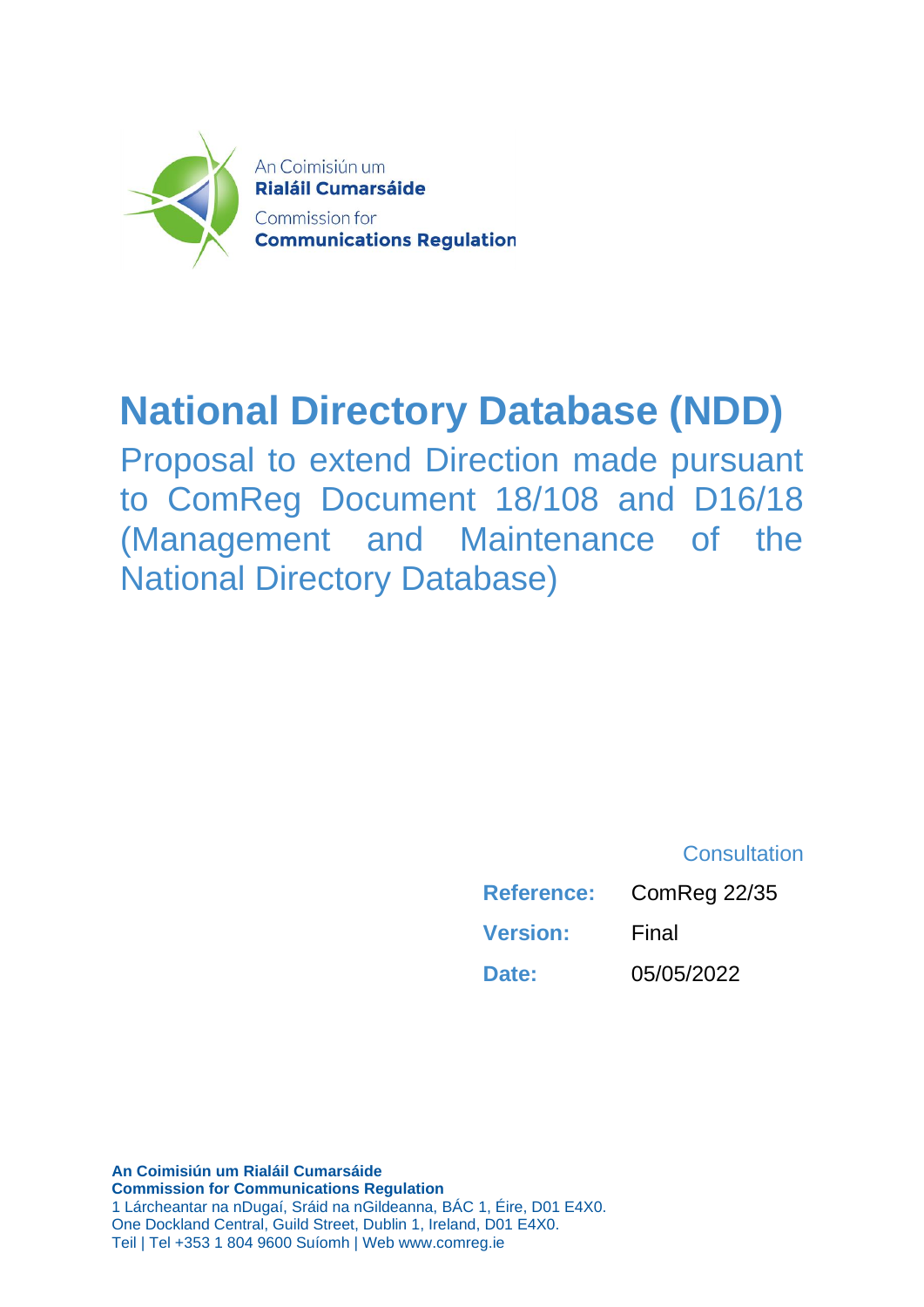An Coimisiún um
**Rialáil Cumarsáide**
Commission for
**Communications Regulation**

# National Direct­ory Database (NDD)

## Proposal to extend Direction made pursuant to ComReg Document 18/108 and D16/18 (Management and Maintenance of the National Directory Database)

Consultation

| | |
|---|---|
| **Reference:** | ComReg 22/35 |
| **Version:** | Final |
| **Date:** | 05/05/2022 |

**An Coimisiún um Rialáil Cumarsáide**
**Commission for Communications Regulation**
1 Lárcheantar na nDugaí, Sráid na nGildeanna, BÁC 1, Éire, D01 E4X0.
One Dockland Central, Guild Street, Dublin 1, Ireland, D01 E4X0.
Teil | Tel +353 1 804 9600 Suíomh | Web www.comreg.ie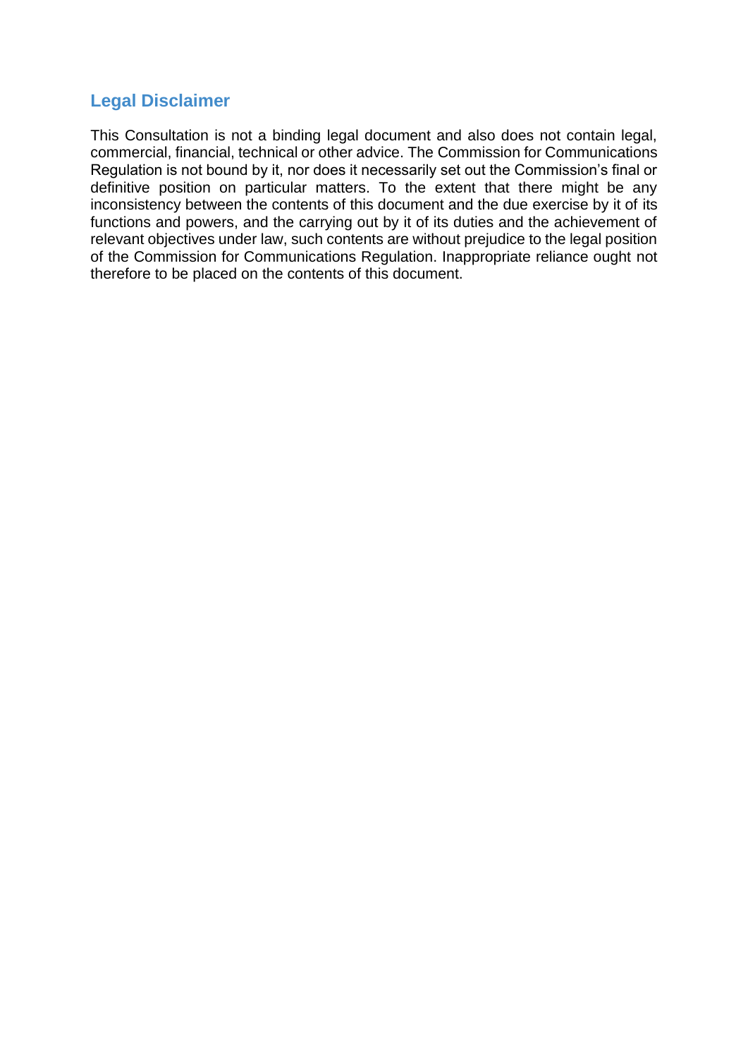## Legal Disclaimer

This Consultation is not a binding legal document and also does not contain legal, commercial, financial, technical or other advice. The Commission for Communications Regulation is not bound by it, nor does it necessarily set out the Commission's final or definitive position on particular matters. To the extent that there might be any inconsistency between the contents of this document and the due exercise by it of its functions and powers, and the carrying out by it of its duties and the achievement of relevant objectives under law, such contents are without prejudice to the legal position of the Commission for Communications Regulation. Inappropriate reliance ought not therefore to be placed on the contents of this document.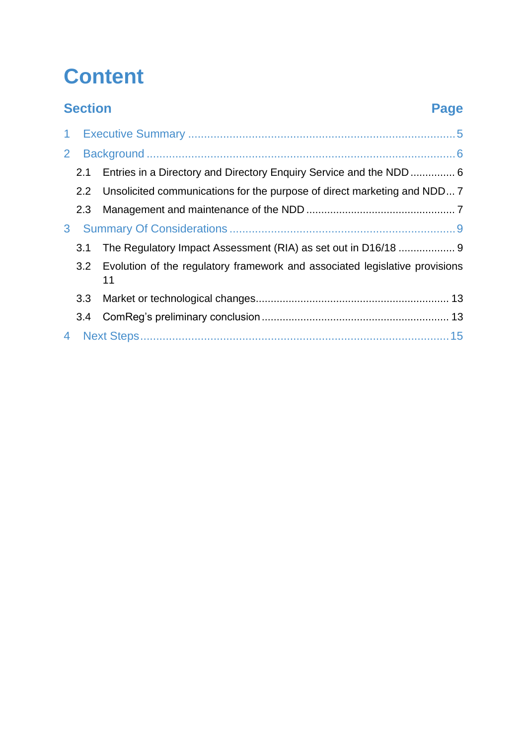# Content

| Section | Page |
|---|---|
| 1 Executive Summary | 5 |
| 2 Background | 6 |
| 2.1 Entries in a Directory and Directory Enquiry Service and the NDD | 6 |
| 2.2 Unsolicited communications for the purpose of direct marketing and NDD | 7 |
| 2.3 Management and maintenance of the NDD | 7 |
| 3 Summary Of Considerations | 9 |
| 3.1 The Regulatory Impact Assessment (RIA) as set out in D16/18 | 9 |
| 3.2 Evolution of the regulatory framework and associated legislative provisions | 11 |
| 3.3 Market or technological changes | 13 |
| 3.4 ComReg's preliminary conclusion | 13 |
| 4 Next Steps | 15 |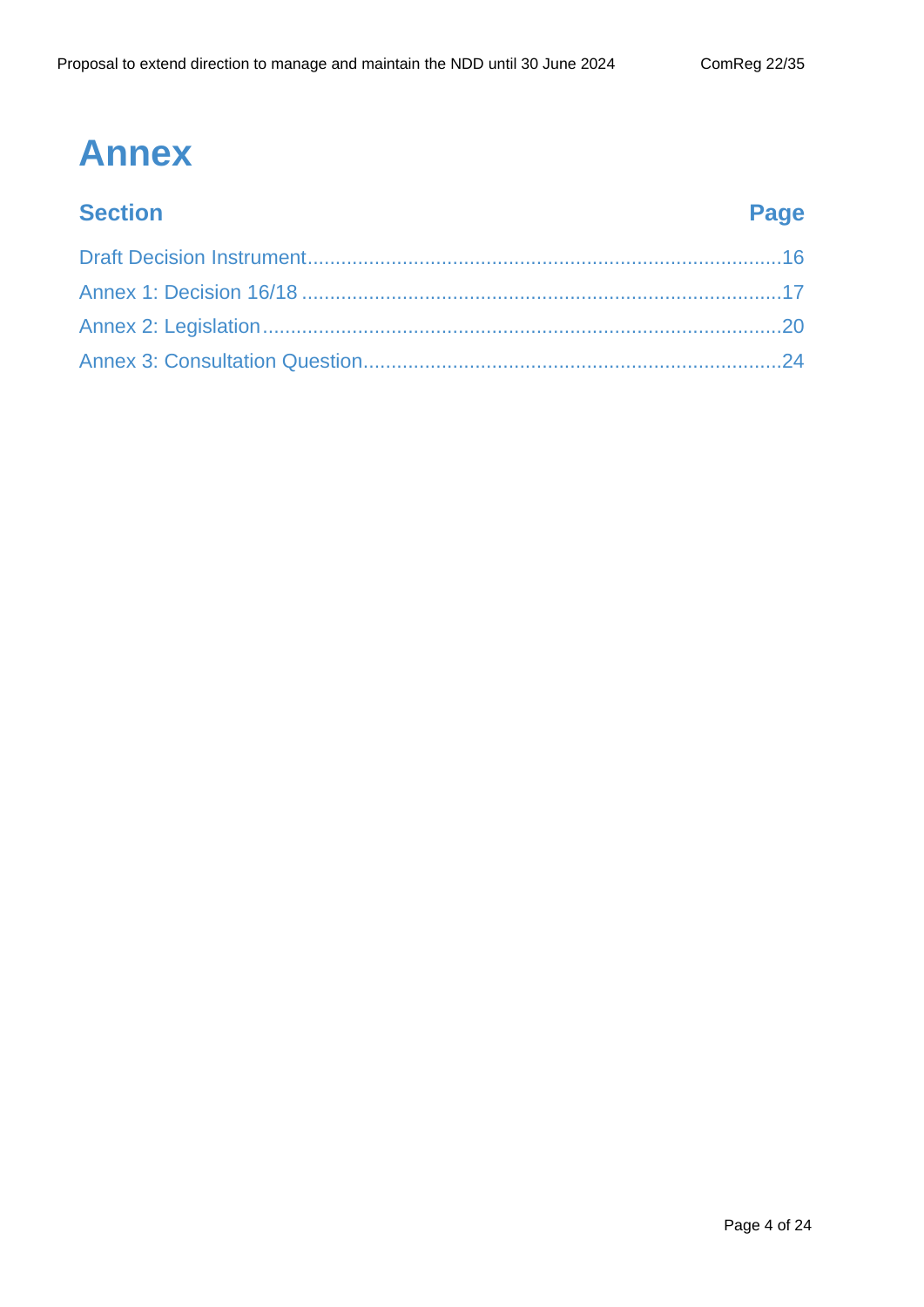# Annex

| Section | Page |
|---|---|
| Draft Decision Instrument | 16 |
| Annex 1: Decision 16/18 | 17 |
| Annex 2: Legislation | 20 |
| Annex 3: Consultation Question | 24 |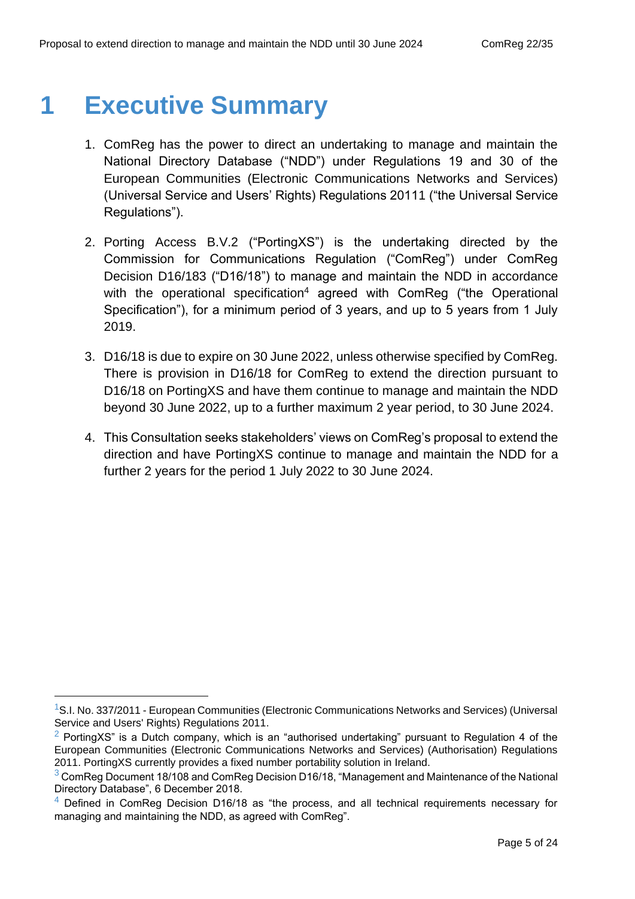# 1 Executive Summary

1. ComReg has the power to direct an undertaking to manage and maintain the National Directory Database ("NDD") under Regulations 19 and 30 of the European Communities (Electronic Communications Networks and Services) (Universal Service and Users' Rights) Regulations 2011[1] ("the Universal Service Regulations").

2. Porting Access B.V.[2] ("PortingXS") is the undertaking directed by the Commission for Communications Regulation ("ComReg") under ComReg Decision D16/18[3] ("D16/18") to manage and maintain the NDD in accordance with the operational specification[4] agreed with ComReg ("the Operational Specification"), for a minimum period of 3 years, and up to 5 years from 1 July 2019.

3. D16/18 is due to expire on 30 June 2022, unless otherwise specified by ComReg. There is provision in D16/18 for ComReg to extend the direction pursuant to D16/18 on PortingXS and have them continue to manage and maintain the NDD beyond 30 June 2022, up to a further maximum 2 year period, to 30 June 2024.

4. This Consultation seeks stakeholders' views on ComReg's proposal to extend the direction and have PortingXS continue to manage and maintain the NDD for a further 2 years for the period 1 July 2022 to 30 June 2024.

---

[1] S.I. No. 337/2011 - European Communities (Electronic Communications Networks and Services) (Universal Service and Users' Rights) Regulations 2011.

[2] PortingXS" is a Dutch company, which is an "authorised undertaking" pursuant to Regulation 4 of the European Communities (Electronic Communications Networks and Services) (Authorisation) Regulations 2011. PortingXS currently provides a fixed number portability solution in Ireland.

[3] ComReg Document 18/108 and ComReg Decision D16/18, "Management and Maintenance of the National Directory Database", 6 December 2018.

[4] Defined in ComReg Decision D16/18 as "the process, and all technical requirements necessary for managing and maintaining the NDD, as agreed with ComReg".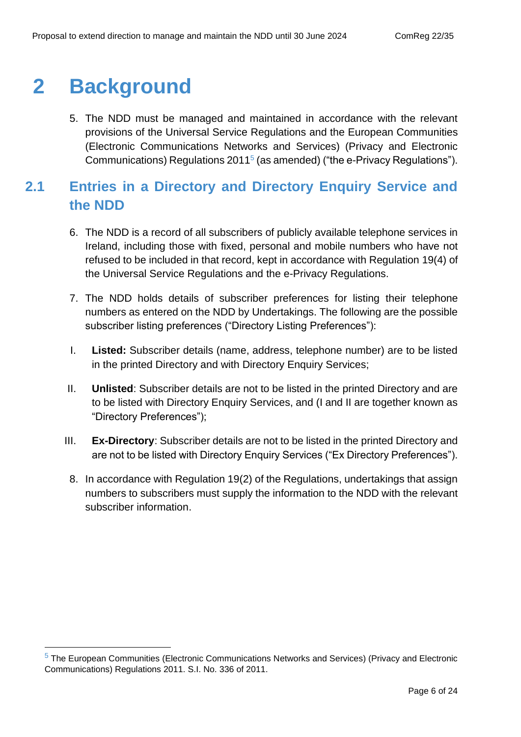# 2 Background

5. The NDD must be managed and maintained in accordance with the relevant provisions of the Universal Service Regulations and the European Communities (Electronic Communications Networks and Services) (Privacy and Electronic Communications) Regulations 2011[5] (as amended) ("the e-Privacy Regulations").

## 2.1 Entries in a Directory and Directory Enquiry Service and the NDD

6. The NDD is a record of all subscribers of publicly available telephone services in Ireland, including those with fixed, personal and mobile numbers who have not refused to be included in that record, kept in accordance with Regulation 19(4) of the Universal Service Regulations and the e-Privacy Regulations.

7. The NDD holds details of subscriber preferences for listing their telephone numbers as entered on the NDD by Undertakings. The following are the possible subscriber listing preferences ("Directory Listing Preferences"):

I. **Listed:** Subscriber details (name, address, telephone number) are to be listed in the printed Directory and with Directory Enquiry Services;

II. **Unlisted**: Subscriber details are not to be listed in the printed Directory and are to be listed with Directory Enquiry Services, and (I and II are together known as "Directory Preferences");

III. **Ex-Directory**: Subscriber details are not to be listed in the printed Directory and are not to be listed with Directory Enquiry Services ("Ex Directory Preferences").

8. In accordance with Regulation 19(2) of the Regulations, undertakings that assign numbers to subscribers must supply the information to the NDD with the relevant subscriber information.

---

[5] The European Communities (Electronic Communications Networks and Services) (Privacy and Electronic Communications) Regulations 2011. S.I. No. 336 of 2011.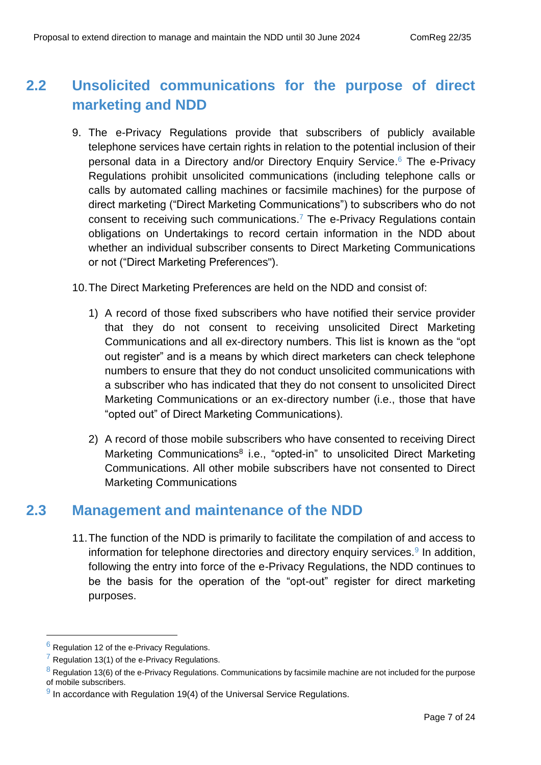## 2.2 Unsolicited communications for the purpose of direct marketing and NDD

9. The e-Privacy Regulations provide that subscribers of publicly available telephone services have certain rights in relation to the potential inclusion of their personal data in a Directory and/or Directory Enquiry Service.[6] The e-Privacy Regulations prohibit unsolicited communications (including telephone calls or calls by automated calling machines or facsimile machines) for the purpose of direct marketing ("Direct Marketing Communications") to subscribers who do not consent to receiving such communications.[7] The e-Privacy Regulations contain obligations on Undertakings to record certain information in the NDD about whether an individual subscriber consents to Direct Marketing Communications or not ("Direct Marketing Preferences").

10. The Direct Marketing Preferences are held on the NDD and consist of:

    1) A record of those fixed subscribers who have notified their service provider that they do not consent to receiving unsolicited Direct Marketing Communications and all ex-directory numbers. This list is known as the "opt out register" and is a means by which direct marketers can check telephone numbers to ensure that they do not conduct unsolicited communications with a subscriber who has indicated that they do not consent to unsolicited Direct Marketing Communications or an ex-directory number (i.e., those that have "opted out" of Direct Marketing Communications).

    2) A record of those mobile subscribers who have consented to receiving Direct Marketing Communications[8] i.e., "opted-in" to unsolicited Direct Marketing Communications. All other mobile subscribers have not consented to Direct Marketing Communications

## 2.3 Management and maintenance of the NDD

11. The function of the NDD is primarily to facilitate the compilation of and access to information for telephone directories and directory enquiry services.[9] In addition, following the entry into force of the e-Privacy Regulations, the NDD continues to be the basis for the operation of the "opt-out" register for direct marketing purposes.

---

[6] Regulation 12 of the e-Privacy Regulations.

[7] Regulation 13(1) of the e-Privacy Regulations.

[8] Regulation 13(6) of the e-Privacy Regulations. Communications by facsimile machine are not included for the purpose of mobile subscribers.

[9] In accordance with Regulation 19(4) of the Universal Service Regulations.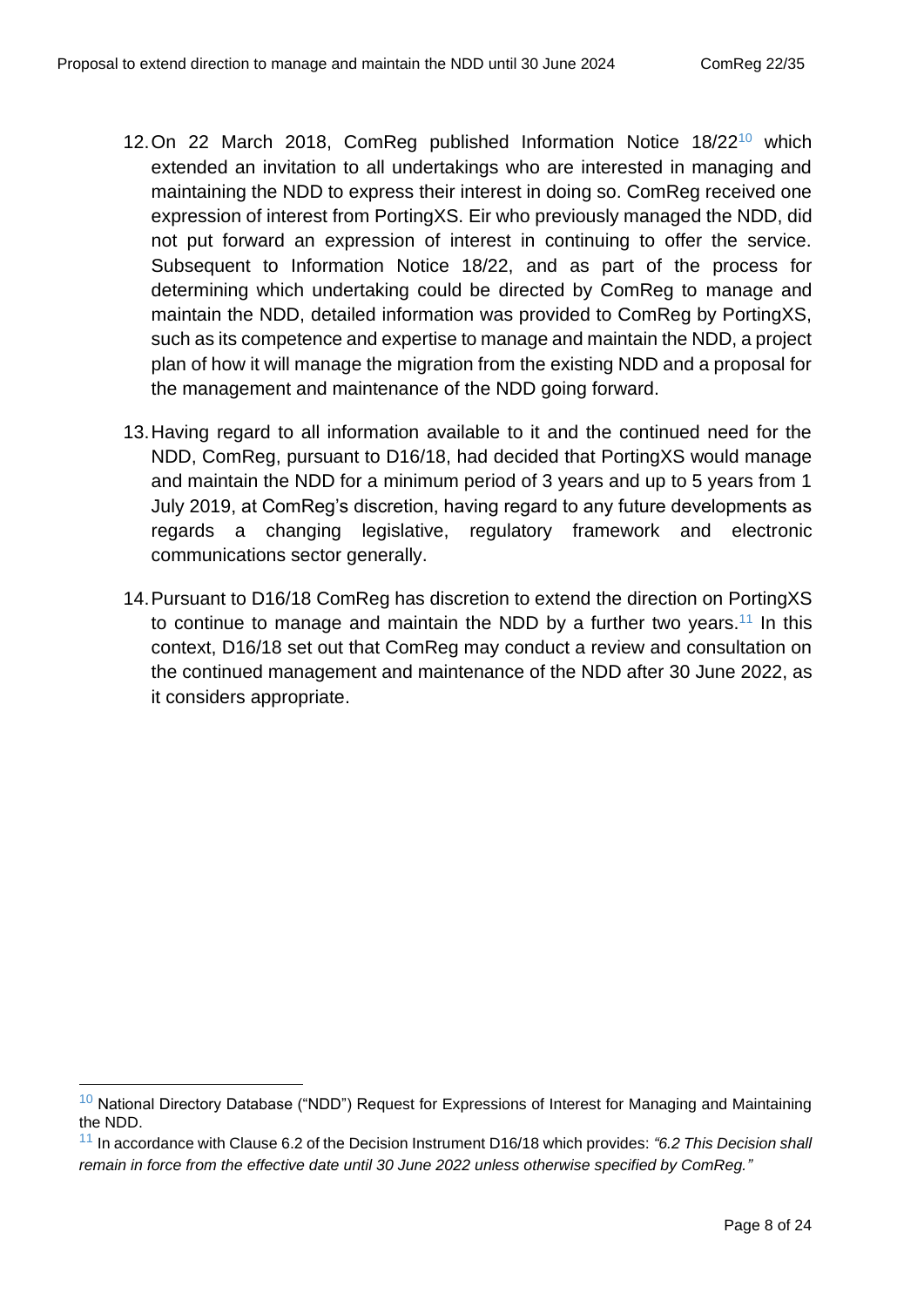12. On 22 March 2018, ComReg published Information Notice 18/22[10] which extended an invitation to all undertakings who are interested in managing and maintaining the NDD to express their interest in doing so. ComReg received one expression of interest from PortingXS. Eir who previously managed the NDD, did not put forward an expression of interest in continuing to offer the service. Subsequent to Information Notice 18/22, and as part of the process for determining which undertaking could be directed by ComReg to manage and maintain the NDD, detailed information was provided to ComReg by PortingXS, such as its competence and expertise to manage and maintain the NDD, a project plan of how it will manage the migration from the existing NDD and a proposal for the management and maintenance of the NDD going forward.

13. Having regard to all information available to it and the continued need for the NDD, ComReg, pursuant to D16/18, had decided that PortingXS would manage and maintain the NDD for a minimum period of 3 years and up to 5 years from 1 July 2019, at ComReg's discretion, having regard to any future developments as regards a changing legislative, regulatory framework and electronic communications sector generally.

14. Pursuant to D16/18 ComReg has discretion to extend the direction on PortingXS to continue to manage and maintain the NDD by a further two years.[11] In this context, D16/18 set out that ComReg may conduct a review and consultation on the continued management and maintenance of the NDD after 30 June 2022, as it considers appropriate.

---

[10] National Directory Database ("NDD") Request for Expressions of Interest for Managing and Maintaining the NDD.

[11] In accordance with Clause 6.2 of the Decision Instrument D16/18 which provides: *"6.2 This Decision shall remain in force from the effective date until 30 June 2022 unless otherwise specified by ComReg."*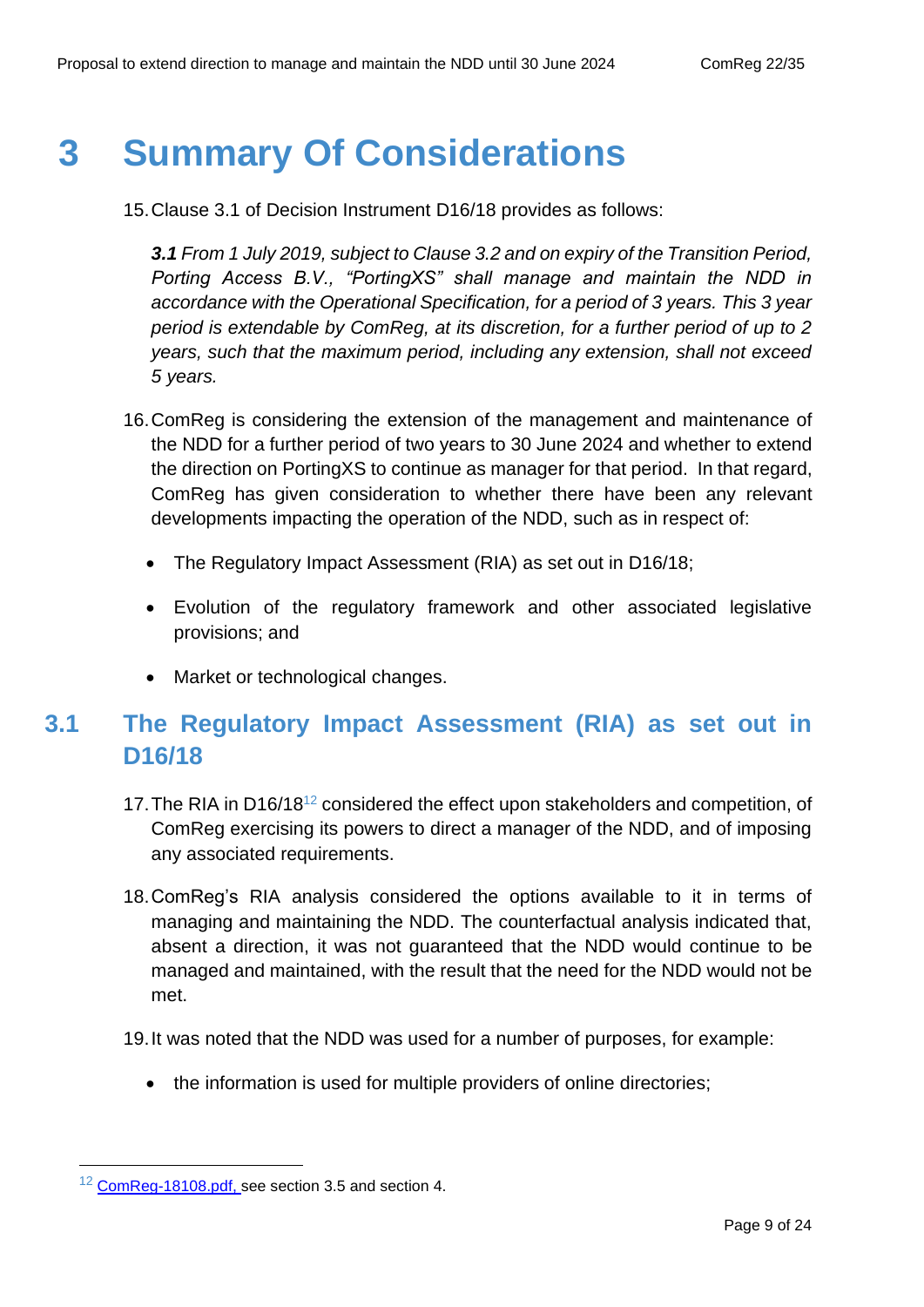# 3 Summary Of Considerations

15. Clause 3.1 of Decision Instrument D16/18 provides as follows:

    ***3.1*** *From 1 July 2019, subject to Clause 3.2 and on expiry of the Transition Period, Porting Access B.V., "PortingXS" shall manage and maintain the NDD in accordance with the Operational Specification, for a period of 3 years. This 3 year period is extendable by ComReg, at its discretion, for a further period of up to 2 years, such that the maximum period, including any extension, shall not exceed 5 years.*

16. ComReg is considering the extension of the management and maintenance of the NDD for a further period of two years to 30 June 2024 and whether to extend the direction on PortingXS to continue as manager for that period. In that regard, ComReg has given consideration to whether there have been any relevant developments impacting the operation of the NDD, such as in respect of:

    - The Regulatory Impact Assessment (RIA) as set out in D16/18;
    - Evolution of the regulatory framework and other associated legislative provisions; and
    - Market or technological changes.

## 3.1 The Regulatory Impact Assessment (RIA) as set out in D16/18

17. The RIA in D16/18[12] considered the effect upon stakeholders and competition, of ComReg exercising its powers to direct a manager of the NDD, and of imposing any associated requirements.

18. ComReg's RIA analysis considered the options available to it in terms of managing and maintaining the NDD. The counterfactual analysis indicated that, absent a direction, it was not guaranteed that the NDD would continue to be managed and maintained, with the result that the need for the NDD would not be met.

19. It was noted that the NDD was used for a number of purposes, for example:

    - the information is used for multiple providers of online directories;

[12] ComReg-18108.pdf, see section 3.5 and section 4.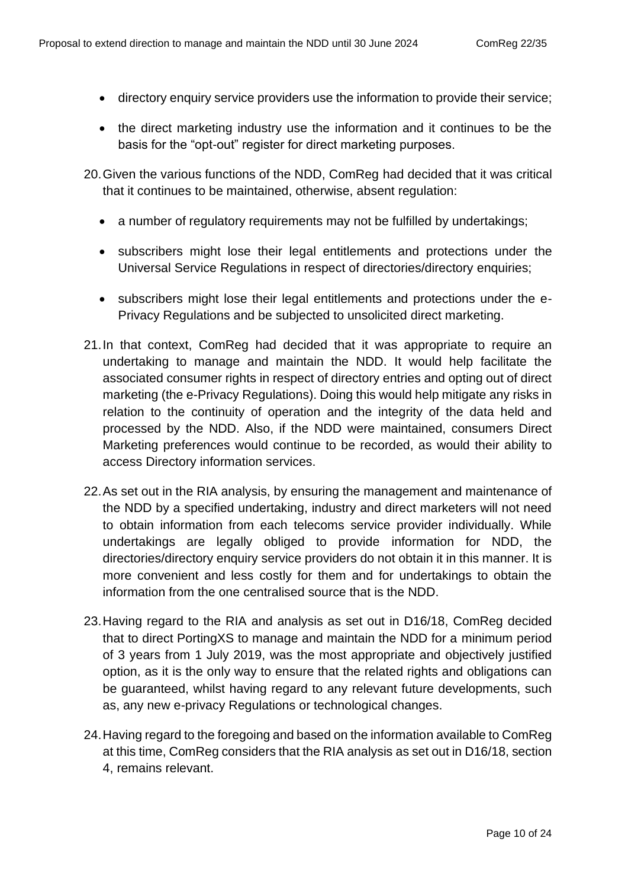- directory enquiry service providers use the information to provide their service;
- the direct marketing industry use the information and it continues to be the basis for the "opt-out" register for direct marketing purposes.

20. Given the various functions of the NDD, ComReg had decided that it was critical that it continues to be maintained, otherwise, absent regulation:

    - a number of regulatory requirements may not be fulfilled by undertakings;
    - subscribers might lose their legal entitlements and protections under the Universal Service Regulations in respect of directories/directory enquiries;
    - subscribers might lose their legal entitlements and protections under the e-Privacy Regulations and be subjected to unsolicited direct marketing.

21. In that context, ComReg had decided that it was appropriate to require an undertaking to manage and maintain the NDD. It would help facilitate the associated consumer rights in respect of directory entries and opting out of direct marketing (the e-Privacy Regulations). Doing this would help mitigate any risks in relation to the continuity of operation and the integrity of the data held and processed by the NDD. Also, if the NDD were maintained, consumers Direct Marketing preferences would continue to be recorded, as would their ability to access Directory information services.

22. As set out in the RIA analysis, by ensuring the management and maintenance of the NDD by a specified undertaking, industry and direct marketers will not need to obtain information from each telecoms service provider individually. While undertakings are legally obliged to provide information for NDD, the directories/directory enquiry service providers do not obtain it in this manner. It is more convenient and less costly for them and for undertakings to obtain the information from the one centralised source that is the NDD.

23. Having regard to the RIA and analysis as set out in D16/18, ComReg decided that to direct PortingXS to manage and maintain the NDD for a minimum period of 3 years from 1 July 2019, was the most appropriate and objectively justified option, as it is the only way to ensure that the related rights and obligations can be guaranteed, whilst having regard to any relevant future developments, such as, any new e-privacy Regulations or technological changes.

24. Having regard to the foregoing and based on the information available to ComReg at this time, ComReg considers that the RIA analysis as set out in D16/18, section 4, remains relevant.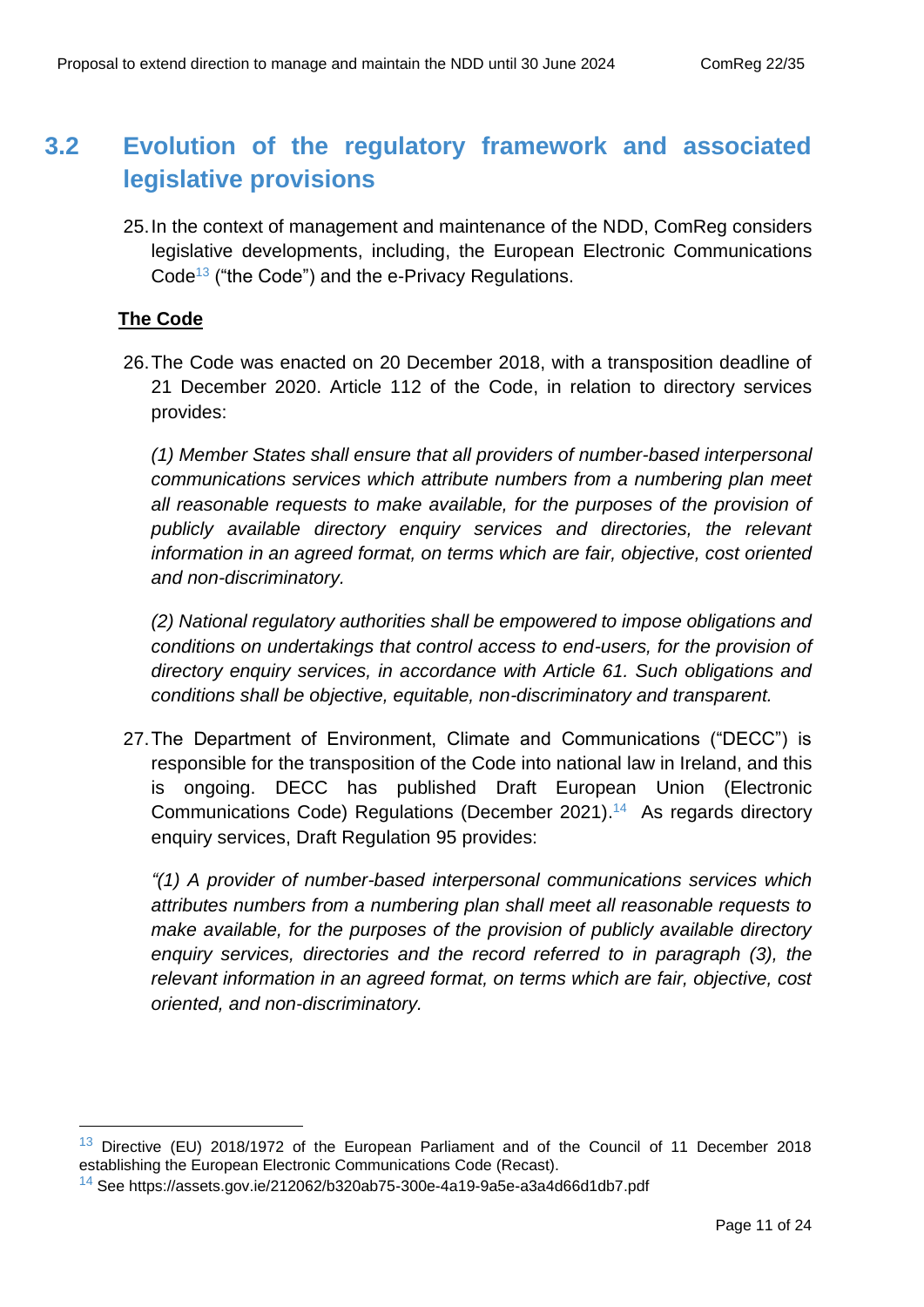## 3.2 Evolution of the regulatory framework and associated legislative provisions

25. In the context of management and maintenance of the NDD, ComReg considers legislative developments, including, the European Electronic Communications Code[13] ("the Code") and the e-Privacy Regulations.

**The Code**

26. The Code was enacted on 20 December 2018, with a transposition deadline of 21 December 2020. Article 112 of the Code, in relation to directory services provides:

    *(1) Member States shall ensure that all providers of number-based interpersonal communications services which attribute numbers from a numbering plan meet all reasonable requests to make available, for the purposes of the provision of publicly available directory enquiry services and directories, the relevant information in an agreed format, on terms which are fair, objective, cost oriented and non-discriminatory.*

    *(2) National regulatory authorities shall be empowered to impose obligations and conditions on undertakings that control access to end-users, for the provision of directory enquiry services, in accordance with Article 61. Such obligations and conditions shall be objective, equitable, non-discriminatory and transparent.*

27. The Department of Environment, Climate and Communications ("DECC") is responsible for the transposition of the Code into national law in Ireland, and this is ongoing. DECC has published Draft European Union (Electronic Communications Code) Regulations (December 2021).[14] As regards directory enquiry services, Draft Regulation 95 provides:

    *"(1) A provider of number-based interpersonal communications services which attributes numbers from a numbering plan shall meet all reasonable requests to make available, for the purposes of the provision of publicly available directory enquiry services, directories and the record referred to in paragraph (3), the relevant information in an agreed format, on terms which are fair, objective, cost oriented, and non-discriminatory.*

---

[13] Directive (EU) 2018/1972 of the European Parliament and of the Council of 11 December 2018 establishing the European Electronic Communications Code (Recast).

[14] See https://assets.gov.ie/212062/b320ab75-300e-4a19-9a5e-a3a4d66d1db7.pdf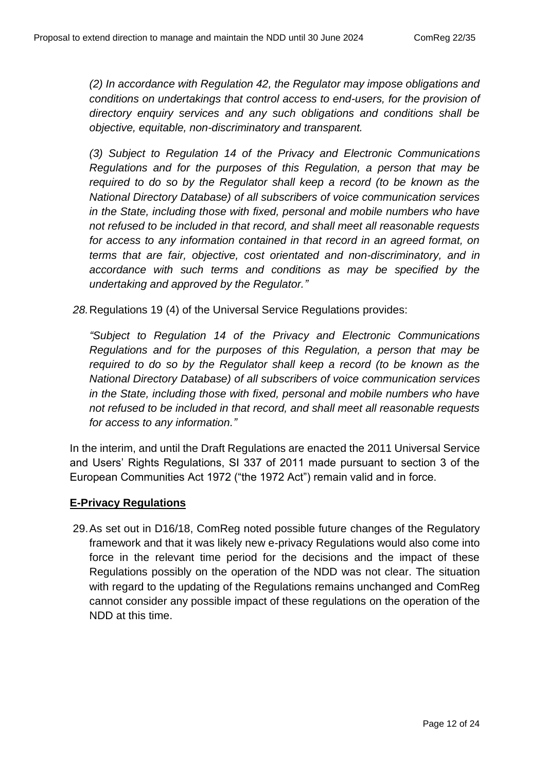*(2) In accordance with Regulation 42, the Regulator may impose obligations and conditions on undertakings that control access to end-users, for the provision of directory enquiry services and any such obligations and conditions shall be objective, equitable, non-discriminatory and transparent.*

*(3) Subject to Regulation 14 of the Privacy and Electronic Communications Regulations and for the purposes of this Regulation, a person that may be required to do so by the Regulator shall keep a record (to be known as the National Directory Database) of all subscribers of voice communication services in the State, including those with fixed, personal and mobile numbers who have not refused to be included in that record, and shall meet all reasonable requests for access to any information contained in that record in an agreed format, on terms that are fair, objective, cost orientated and non-discriminatory, and in accordance with such terms and conditions as may be specified by the undertaking and approved by the Regulator."*

28. Regulations 19 (4) of the Universal Service Regulations provides:

*"Subject to Regulation 14 of the Privacy and Electronic Communications Regulations and for the purposes of this Regulation, a person that may be required to do so by the Regulator shall keep a record (to be known as the National Directory Database) of all subscribers of voice communication services in the State, including those with fixed, personal and mobile numbers who have not refused to be included in that record, and shall meet all reasonable requests for access to any information."*

In the interim, and until the Draft Regulations are enacted the 2011 Universal Service and Users' Rights Regulations, SI 337 of 2011 made pursuant to section 3 of the European Communities Act 1972 ("the 1972 Act") remain valid and in force.

**E-Privacy Regulations**

29. As set out in D16/18, ComReg noted possible future changes of the Regulatory framework and that it was likely new e-privacy Regulations would also come into force in the relevant time period for the decisions and the impact of these Regulations possibly on the operation of the NDD was not clear. The situation with regard to the updating of the Regulations remains unchanged and ComReg cannot consider any possible impact of these regulations on the operation of the NDD at this time.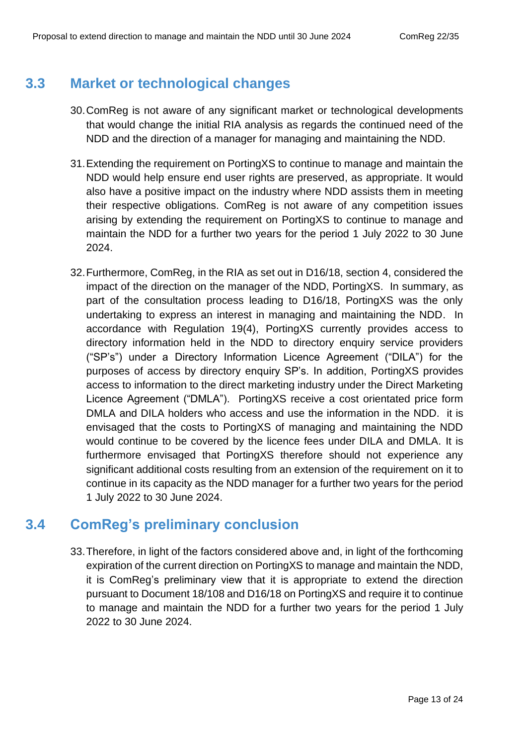## 3.3 Market or technological changes

30. ComReg is not aware of any significant market or technological developments that would change the initial RIA analysis as regards the continued need of the NDD and the direction of a manager for managing and maintaining the NDD.

31. Extending the requirement on PortingXS to continue to manage and maintain the NDD would help ensure end user rights are preserved, as appropriate. It would also have a positive impact on the industry where NDD assists them in meeting their respective obligations. ComReg is not aware of any competition issues arising by extending the requirement on PortingXS to continue to manage and maintain the NDD for a further two years for the period 1 July 2022 to 30 June 2024.

32. Furthermore, ComReg, in the RIA as set out in D16/18, section 4, considered the impact of the direction on the manager of the NDD, PortingXS. In summary, as part of the consultation process leading to D16/18, PortingXS was the only undertaking to express an interest in managing and maintaining the NDD. In accordance with Regulation 19(4), PortingXS currently provides access to directory information held in the NDD to directory enquiry service providers ("SP's") under a Directory Information Licence Agreement ("DILA") for the purposes of access by directory enquiry SP's. In addition, PortingXS provides access to information to the direct marketing industry under the Direct Marketing Licence Agreement ("DMLA"). PortingXS receive a cost orientated price form DMLA and DILA holders who access and use the information in the NDD. it is envisaged that the costs to PortingXS of managing and maintaining the NDD would continue to be covered by the licence fees under DILA and DMLA. It is furthermore envisaged that PortingXS therefore should not experience any significant additional costs resulting from an extension of the requirement on it to continue in its capacity as the NDD manager for a further two years for the period 1 July 2022 to 30 June 2024.

## 3.4 ComReg's preliminary conclusion

33. Therefore, in light of the factors considered above and, in light of the forthcoming expiration of the current direction on PortingXS to manage and maintain the NDD, it is ComReg's preliminary view that it is appropriate to extend the direction pursuant to Document 18/108 and D16/18 on PortingXS and require it to continue to manage and maintain the NDD for a further two years for the period 1 July 2022 to 30 June 2024.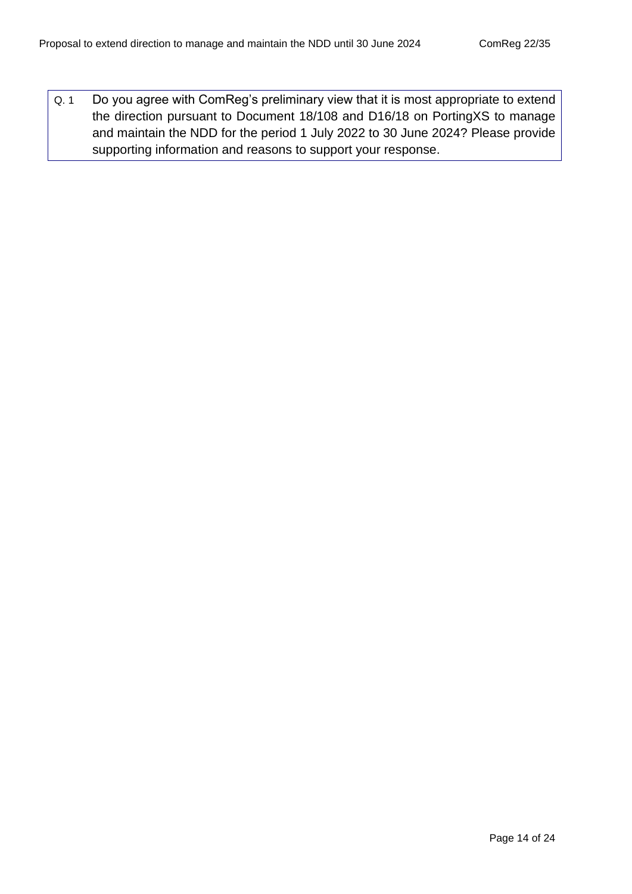| | |
|---|---|
| Q. 1 | Do you agree with ComReg's preliminary view that it is most appropriate to extend the direction pursuant to Document 18/108 and D16/18 on PortingXS to manage and maintain the NDD for the period 1 July 2022 to 30 June 2024? Please provide supporting information and reasons to support your response. |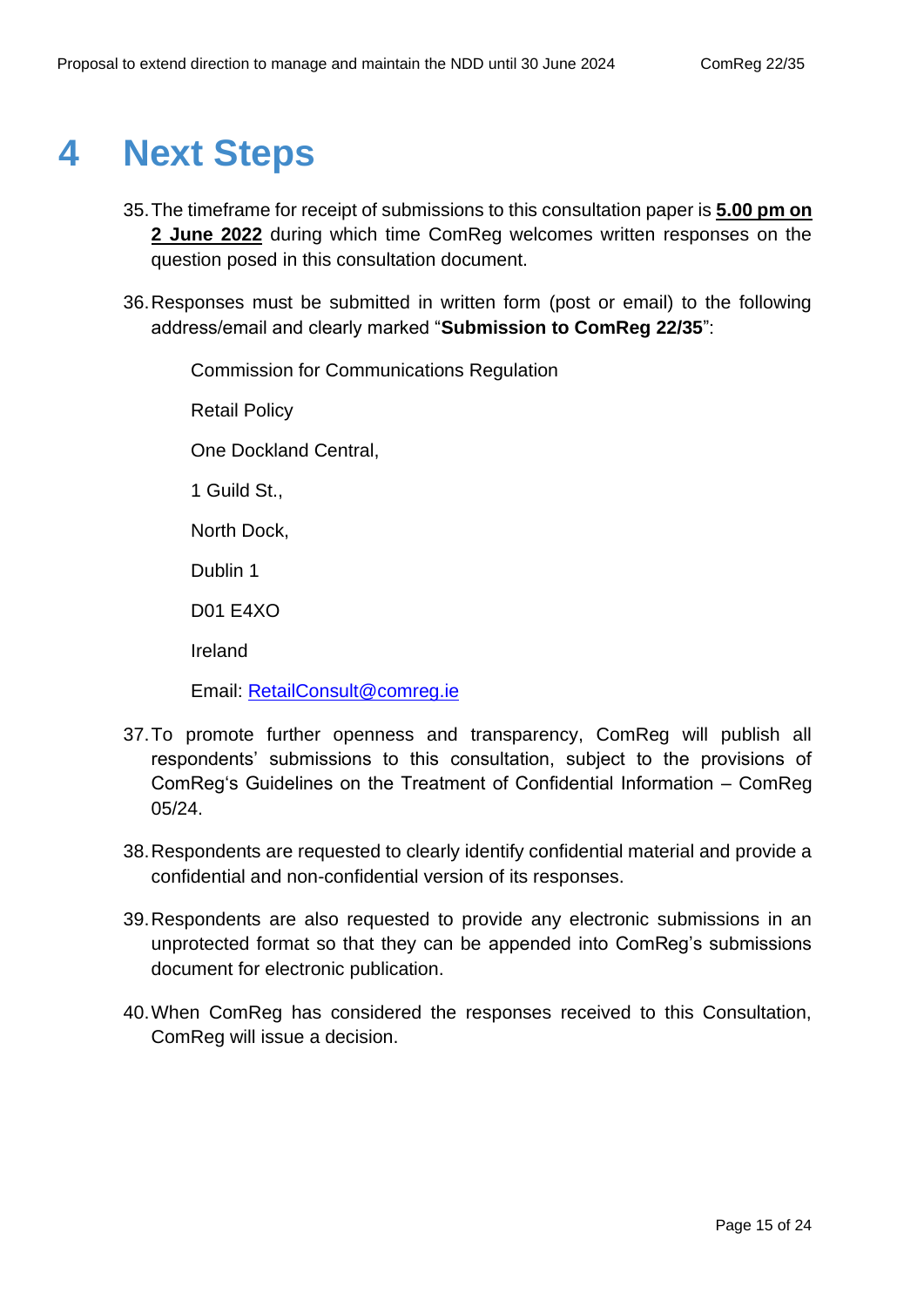# 4 Next Steps

35. The timeframe for receipt of submissions to this consultation paper is **5.00 pm on 2 June 2022** during which time ComReg welcomes written responses on the question posed in this consultation document.

36. Responses must be submitted in written form (post or email) to the following address/email and clearly marked "**Submission to ComReg 22/35**":

    Commission for Communications Regulation

    Retail Policy

    One Dockland Central,

    1 Guild St.,

    North Dock,

    Dublin 1

    D01 E4XO

    Ireland

    Email: RetailConsult@comreg.ie

37. To promote further openness and transparency, ComReg will publish all respondents' submissions to this consultation, subject to the provisions of ComReg's Guidelines on the Treatment of Confidential Information – ComReg 05/24.

38. Respondents are requested to clearly identify confidential material and provide a confidential and non-confidential version of its responses.

39. Respondents are also requested to provide any electronic submissions in an unprotected format so that they can be appended into ComReg's submissions document for electronic publication.

40. When ComReg has considered the responses received to this Consultation, ComReg will issue a decision.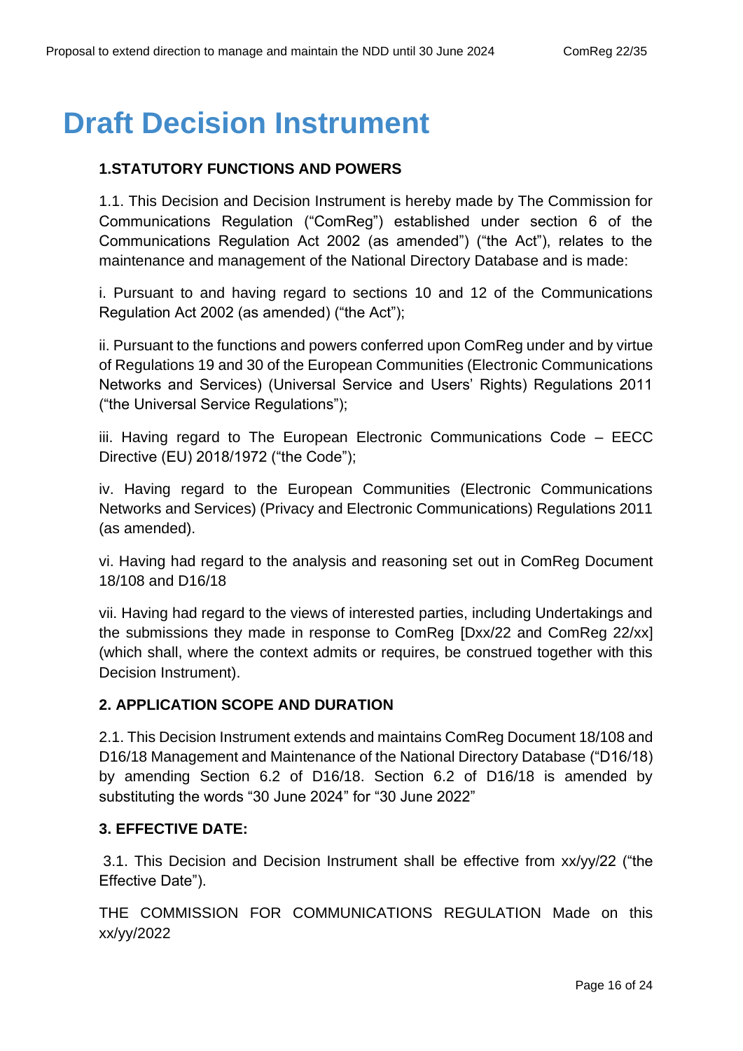# Draft Decision Instrument

**1.STATUTORY FUNCTIONS AND POWERS**

1.1. This Decision and Decision Instrument is hereby made by The Commission for Communications Regulation ("ComReg") established under section 6 of the Communications Regulation Act 2002 (as amended") ("the Act"), relates to the maintenance and management of the National Directory Database and is made:

i. Pursuant to and having regard to sections 10 and 12 of the Communications Regulation Act 2002 (as amended) ("the Act");

ii. Pursuant to the functions and powers conferred upon ComReg under and by virtue of Regulations 19 and 30 of the European Communities (Electronic Communications Networks and Services) (Universal Service and Users' Rights) Regulations 2011 ("the Universal Service Regulations");

iii. Having regard to The European Electronic Communications Code – EECC Directive (EU) 2018/1972 ("the Code");

iv. Having regard to the European Communities (Electronic Communications Networks and Services) (Privacy and Electronic Communications) Regulations 2011 (as amended).

vi. Having had regard to the analysis and reasoning set out in ComReg Document 18/108 and D16/18

vii. Having had regard to the views of interested parties, including Undertakings and the submissions they made in response to ComReg [Dxx/22 and ComReg 22/xx] (which shall, where the context admits or requires, be construed together with this Decision Instrument).

**2. APPLICATION SCOPE AND DURATION**

2.1. This Decision Instrument extends and maintains ComReg Document 18/108 and D16/18 Management and Maintenance of the National Directory Database ("D16/18) by amending Section 6.2 of D16/18. Section 6.2 of D16/18 is amended by substituting the words "30 June 2024" for "30 June 2022"

**3. EFFECTIVE DATE:**

3.1. This Decision and Decision Instrument shall be effective from xx/yy/22 ("the Effective Date").

THE COMMISSION FOR COMMUNICATIONS REGULATION Made on this xx/yy/2022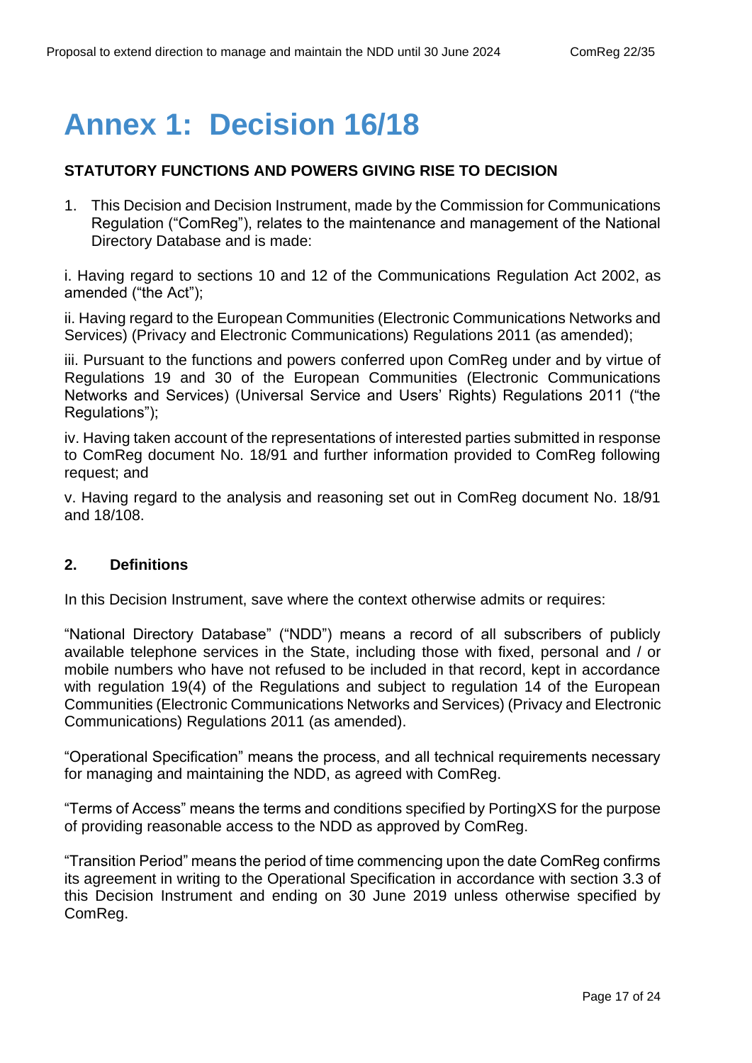# Annex 1: Decision 16/18

### STATUTORY FUNCTIONS AND POWERS GIVING RISE TO DECISION

1. This Decision and Decision Instrument, made by the Commission for Communications Regulation ("ComReg"), relates to the maintenance and management of the National Directory Database and is made:

i. Having regard to sections 10 and 12 of the Communications Regulation Act 2002, as amended ("the Act");

ii. Having regard to the European Communities (Electronic Communications Networks and Services) (Privacy and Electronic Communications) Regulations 2011 (as amended);

iii. Pursuant to the functions and powers conferred upon ComReg under and by virtue of Regulations 19 and 30 of the European Communities (Electronic Communications Networks and Services) (Universal Service and Users' Rights) Regulations 2011 ("the Regulations");

iv. Having taken account of the representations of interested parties submitted in response to ComReg document No. 18/91 and further information provided to ComReg following request; and

v. Having regard to the analysis and reasoning set out in ComReg document No. 18/91 and 18/108.

### 2. Definitions

In this Decision Instrument, save where the context otherwise admits or requires:

"National Directory Database" ("NDD") means a record of all subscribers of publicly available telephone services in the State, including those with fixed, personal and / or mobile numbers who have not refused to be included in that record, kept in accordance with regulation 19(4) of the Regulations and subject to regulation 14 of the European Communities (Electronic Communications Networks and Services) (Privacy and Electronic Communications) Regulations 2011 (as amended).

"Operational Specification" means the process, and all technical requirements necessary for managing and maintaining the NDD, as agreed with ComReg.

"Terms of Access" means the terms and conditions specified by PortingXS for the purpose of providing reasonable access to the NDD as approved by ComReg.

"Transition Period" means the period of time commencing upon the date ComReg confirms its agreement in writing to the Operational Specification in accordance with section 3.3 of this Decision Instrument and ending on 30 June 2019 unless otherwise specified by ComReg.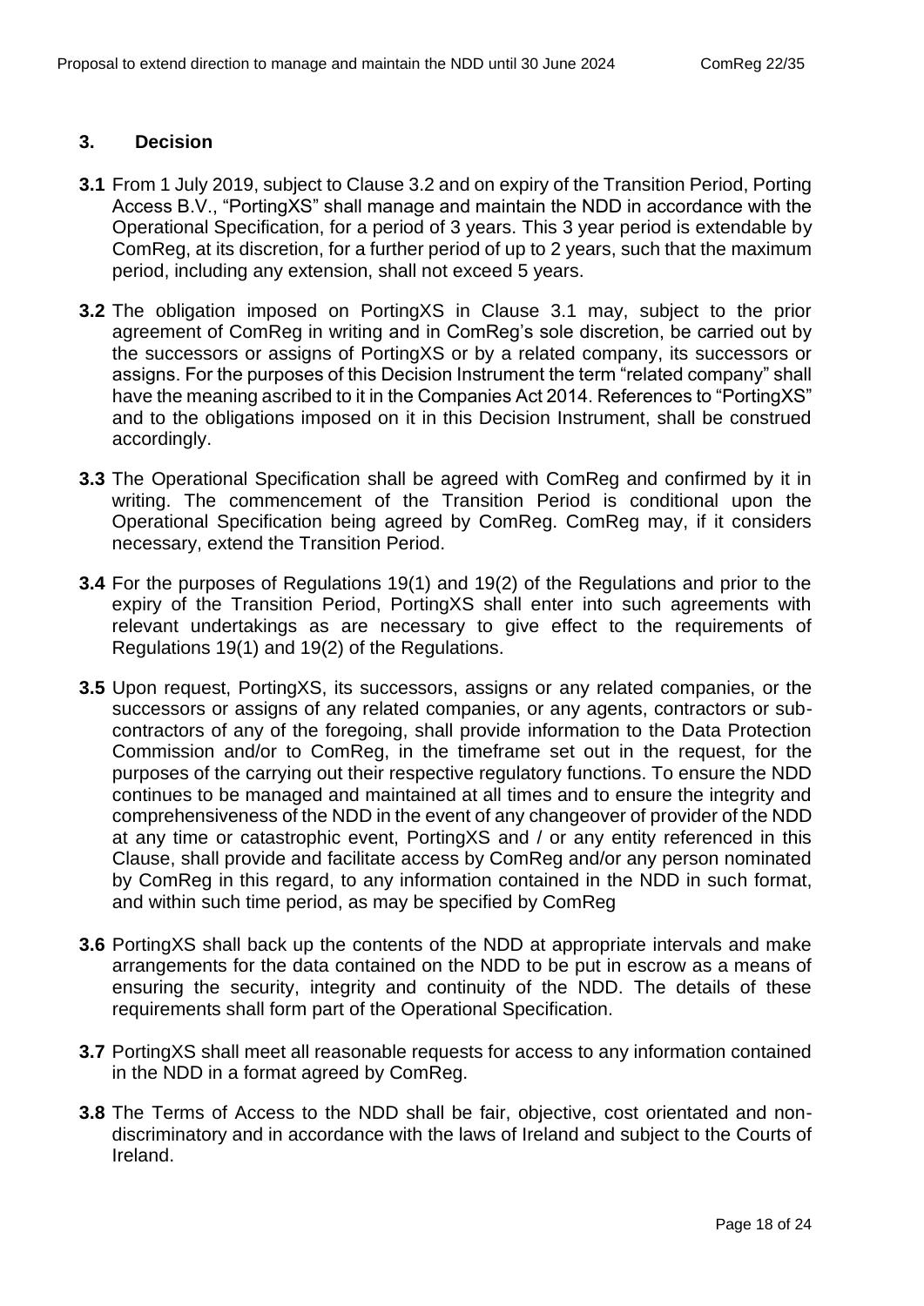### 3. Decision

**3.1** From 1 July 2019, subject to Clause 3.2 and on expiry of the Transition Period, Porting Access B.V., "PortingXS" shall manage and maintain the NDD in accordance with the Operational Specification, for a period of 3 years. This 3 year period is extendable by ComReg, at its discretion, for a further period of up to 2 years, such that the maximum period, including any extension, shall not exceed 5 years.

**3.2** The obligation imposed on PortingXS in Clause 3.1 may, subject to the prior agreement of ComReg in writing and in ComReg's sole discretion, be carried out by the successors or assigns of PortingXS or by a related company, its successors or assigns. For the purposes of this Decision Instrument the term "related company" shall have the meaning ascribed to it in the Companies Act 2014. References to "PortingXS" and to the obligations imposed on it in this Decision Instrument, shall be construed accordingly.

**3.3** The Operational Specification shall be agreed with ComReg and confirmed by it in writing. The commencement of the Transition Period is conditional upon the Operational Specification being agreed by ComReg. ComReg may, if it considers necessary, extend the Transition Period.

**3.4** For the purposes of Regulations 19(1) and 19(2) of the Regulations and prior to the expiry of the Transition Period, PortingXS shall enter into such agreements with relevant undertakings as are necessary to give effect to the requirements of Regulations 19(1) and 19(2) of the Regulations.

**3.5** Upon request, PortingXS, its successors, assigns or any related companies, or the successors or assigns of any related companies, or any agents, contractors or sub-contractors of any of the foregoing, shall provide information to the Data Protection Commission and/or to ComReg, in the timeframe set out in the request, for the purposes of the carrying out their respective regulatory functions. To ensure the NDD continues to be managed and maintained at all times and to ensure the integrity and comprehensiveness of the NDD in the event of any changeover of provider of the NDD at any time or catastrophic event, PortingXS and / or any entity referenced in this Clause, shall provide and facilitate access by ComReg and/or any person nominated by ComReg in this regard, to any information contained in the NDD in such format, and within such time period, as may be specified by ComReg

**3.6** PortingXS shall back up the contents of the NDD at appropriate intervals and make arrangements for the data contained on the NDD to be put in escrow as a means of ensuring the security, integrity and continuity of the NDD. The details of these requirements shall form part of the Operational Specification.

**3.7** PortingXS shall meet all reasonable requests for access to any information contained in the NDD in a format agreed by ComReg.

**3.8** The Terms of Access to the NDD shall be fair, objective, cost orientated and non-discriminatory and in accordance with the laws of Ireland and subject to the Courts of Ireland.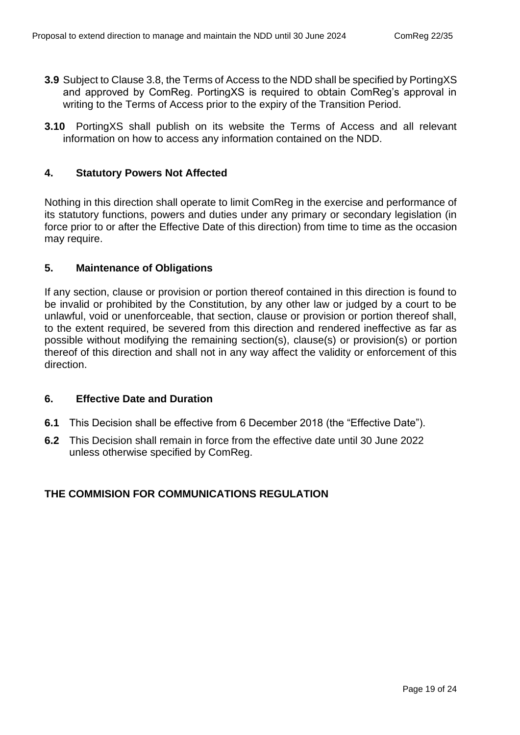**3.9** Subject to Clause 3.8, the Terms of Access to the NDD shall be specified by PortingXS and approved by ComReg. PortingXS is required to obtain ComReg's approval in writing to the Terms of Access prior to the expiry of the Transition Period.

**3.10** PortingXS shall publish on its website the Terms of Access and all relevant information on how to access any information contained on the NDD.

### 4. Statutory Powers Not Affected

Nothing in this direction shall operate to limit ComReg in the exercise and performance of its statutory functions, powers and duties under any primary or secondary legislation (in force prior to or after the Effective Date of this direction) from time to time as the occasion may require.

### 5. Maintenance of Obligations

If any section, clause or provision or portion thereof contained in this direction is found to be invalid or prohibited by the Constitution, by any other law or judged by a court to be unlawful, void or unenforceable, that section, clause or provision or portion thereof shall, to the extent required, be severed from this direction and rendered ineffective as far as possible without modifying the remaining section(s), clause(s) or provision(s) or portion thereof of this direction and shall not in any way affect the validity or enforcement of this direction.

### 6. Effective Date and Duration

**6.1** This Decision shall be effective from 6 December 2018 (the "Effective Date").

**6.2** This Decision shall remain in force from the effective date until 30 June 2022 unless otherwise specified by ComReg.

**THE COMMISION FOR COMMUNICATIONS REGULATION**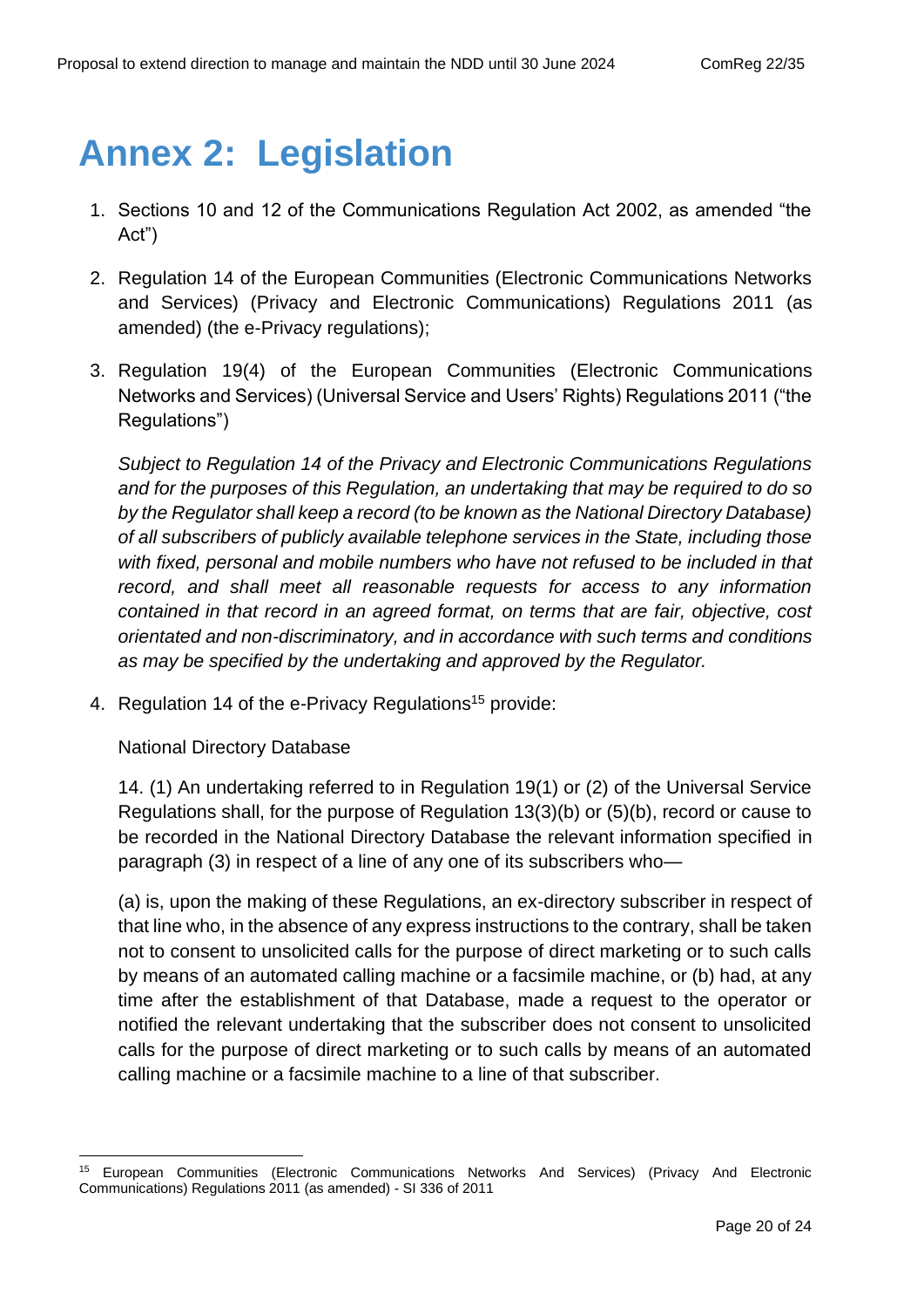# Annex 2: Legislation

1. Sections 10 and 12 of the Communications Regulation Act 2002, as amended "the Act")

2. Regulation 14 of the European Communities (Electronic Communications Networks and Services) (Privacy and Electronic Communications) Regulations 2011 (as amended) (the e-Privacy regulations);

3. Regulation 19(4) of the European Communities (Electronic Communications Networks and Services) (Universal Service and Users' Rights) Regulations 2011 ("the Regulations")

   *Subject to Regulation 14 of the Privacy and Electronic Communications Regulations and for the purposes of this Regulation, an undertaking that may be required to do so by the Regulator shall keep a record (to be known as the National Directory Database) of all subscribers of publicly available telephone services in the State, including those with fixed, personal and mobile numbers who have not refused to be included in that record, and shall meet all reasonable requests for access to any information contained in that record in an agreed format, on terms that are fair, objective, cost orientated and non-discriminatory, and in accordance with such terms and conditions as may be specified by the undertaking and approved by the Regulator.*

4. Regulation 14 of the e-Privacy Regulations[15] provide:

   National Directory Database

   14. (1) An undertaking referred to in Regulation 19(1) or (2) of the Universal Service Regulations shall, for the purpose of Regulation 13(3)(b) or (5)(b), record or cause to be recorded in the National Directory Database the relevant information specified in paragraph (3) in respect of a line of any one of its subscribers who—

   (a) is, upon the making of these Regulations, an ex-directory subscriber in respect of that line who, in the absence of any express instructions to the contrary, shall be taken not to consent to unsolicited calls for the purpose of direct marketing or to such calls by means of an automated calling machine or a facsimile machine, or (b) had, at any time after the establishment of that Database, made a request to the operator or notified the relevant undertaking that the subscriber does not consent to unsolicited calls for the purpose of direct marketing or to such calls by means of an automated calling machine or a facsimile machine to a line of that subscriber.

[15] European Communities (Electronic Communications Networks And Services) (Privacy And Electronic Communications) Regulations 2011 (as amended) - SI 336 of 2011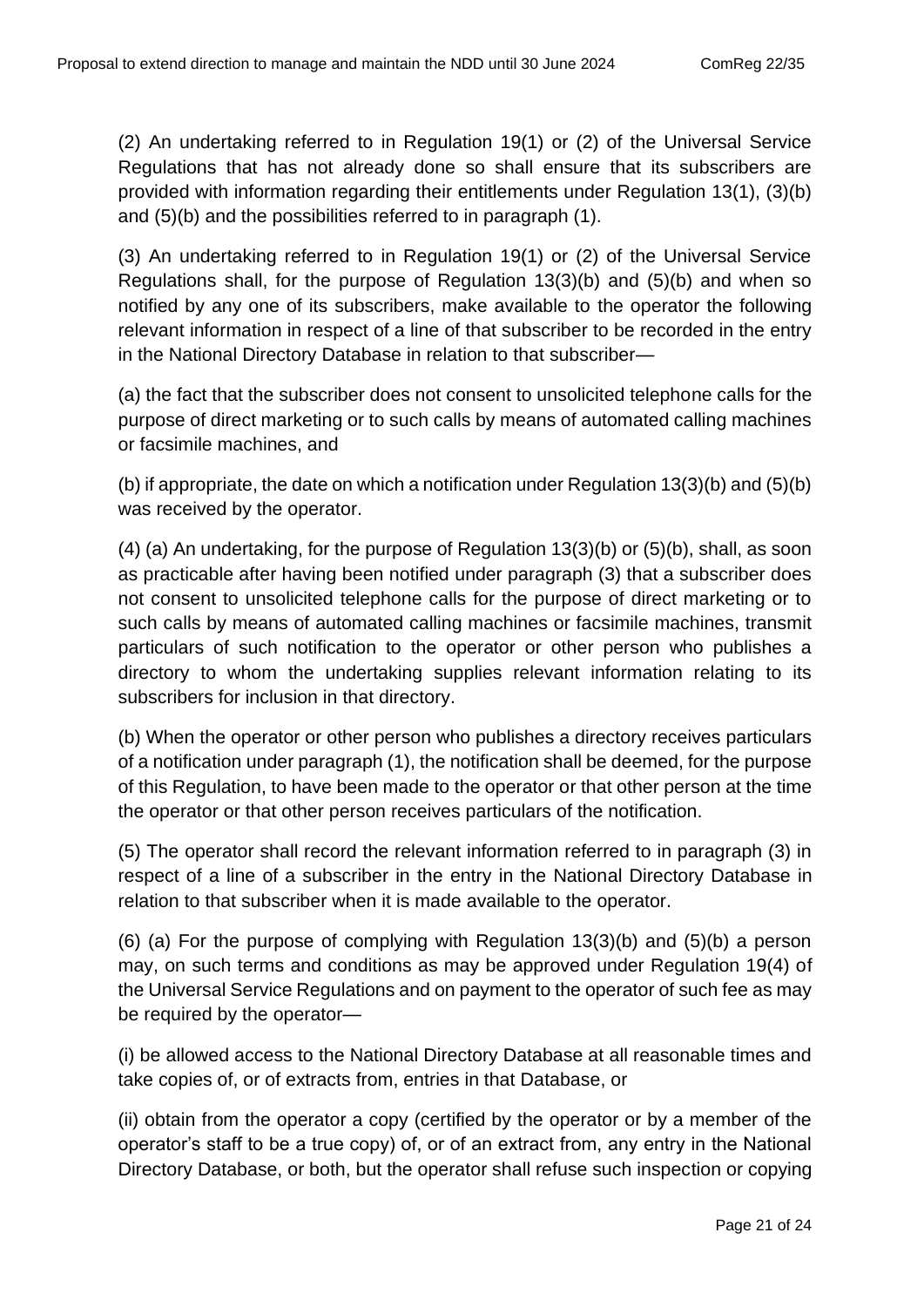(2) An undertaking referred to in Regulation 19(1) or (2) of the Universal Service Regulations that has not already done so shall ensure that its subscribers are provided with information regarding their entitlements under Regulation 13(1), (3)(b) and (5)(b) and the possibilities referred to in paragraph (1).

(3) An undertaking referred to in Regulation 19(1) or (2) of the Universal Service Regulations shall, for the purpose of Regulation 13(3)(b) and (5)(b) and when so notified by any one of its subscribers, make available to the operator the following relevant information in respect of a line of that subscriber to be recorded in the entry in the National Directory Database in relation to that subscriber—

(a) the fact that the subscriber does not consent to unsolicited telephone calls for the purpose of direct marketing or to such calls by means of automated calling machines or facsimile machines, and

(b) if appropriate, the date on which a notification under Regulation 13(3)(b) and (5)(b) was received by the operator.

(4) (a) An undertaking, for the purpose of Regulation 13(3)(b) or (5)(b), shall, as soon as practicable after having been notified under paragraph (3) that a subscriber does not consent to unsolicited telephone calls for the purpose of direct marketing or to such calls by means of automated calling machines or facsimile machines, transmit particulars of such notification to the operator or other person who publishes a directory to whom the undertaking supplies relevant information relating to its subscribers for inclusion in that directory.

(b) When the operator or other person who publishes a directory receives particulars of a notification under paragraph (1), the notification shall be deemed, for the purpose of this Regulation, to have been made to the operator or that other person at the time the operator or that other person receives particulars of the notification.

(5) The operator shall record the relevant information referred to in paragraph (3) in respect of a line of a subscriber in the entry in the National Directory Database in relation to that subscriber when it is made available to the operator.

(6) (a) For the purpose of complying with Regulation 13(3)(b) and (5)(b) a person may, on such terms and conditions as may be approved under Regulation 19(4) of the Universal Service Regulations and on payment to the operator of such fee as may be required by the operator—

(i) be allowed access to the National Directory Database at all reasonable times and take copies of, or of extracts from, entries in that Database, or

(ii) obtain from the operator a copy (certified by the operator or by a member of the operator's staff to be a true copy) of, or of an extract from, any entry in the National Directory Database, or both, but the operator shall refuse such inspection or copying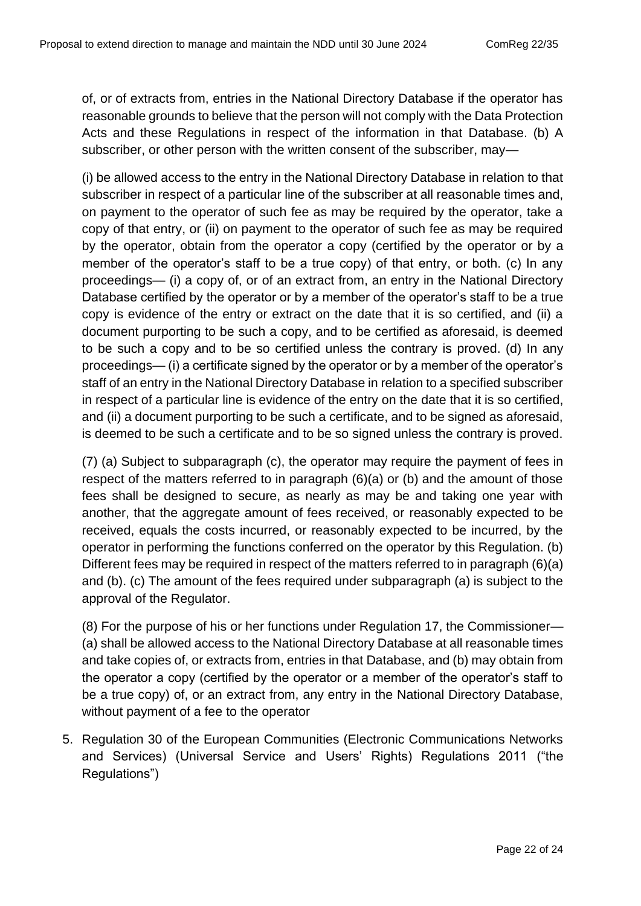of, or of extracts from, entries in the National Directory Database if the operator has reasonable grounds to believe that the person will not comply with the Data Protection Acts and these Regulations in respect of the information in that Database. (b) A subscriber, or other person with the written consent of the subscriber, may—

(i) be allowed access to the entry in the National Directory Database in relation to that subscriber in respect of a particular line of the subscriber at all reasonable times and, on payment to the operator of such fee as may be required by the operator, take a copy of that entry, or (ii) on payment to the operator of such fee as may be required by the operator, obtain from the operator a copy (certified by the operator or by a member of the operator's staff to be a true copy) of that entry, or both. (c) In any proceedings— (i) a copy of, or of an extract from, an entry in the National Directory Database certified by the operator or by a member of the operator's staff to be a true copy is evidence of the entry or extract on the date that it is so certified, and (ii) a document purporting to be such a copy, and to be certified as aforesaid, is deemed to be such a copy and to be so certified unless the contrary is proved. (d) In any proceedings— (i) a certificate signed by the operator or by a member of the operator's staff of an entry in the National Directory Database in relation to a specified subscriber in respect of a particular line is evidence of the entry on the date that it is so certified, and (ii) a document purporting to be such a certificate, and to be signed as aforesaid, is deemed to be such a certificate and to be so signed unless the contrary is proved.

(7) (a) Subject to subparagraph (c), the operator may require the payment of fees in respect of the matters referred to in paragraph (6)(a) or (b) and the amount of those fees shall be designed to secure, as nearly as may be and taking one year with another, that the aggregate amount of fees received, or reasonably expected to be received, equals the costs incurred, or reasonably expected to be incurred, by the operator in performing the functions conferred on the operator by this Regulation. (b) Different fees may be required in respect of the matters referred to in paragraph (6)(a) and (b). (c) The amount of the fees required under subparagraph (a) is subject to the approval of the Regulator.

(8) For the purpose of his or her functions under Regulation 17, the Commissioner— (a) shall be allowed access to the National Directory Database at all reasonable times and take copies of, or extracts from, entries in that Database, and (b) may obtain from the operator a copy (certified by the operator or a member of the operator's staff to be a true copy) of, or an extract from, any entry in the National Directory Database, without payment of a fee to the operator

5. Regulation 30 of the European Communities (Electronic Communications Networks and Services) (Universal Service and Users' Rights) Regulations 2011 ("the Regulations")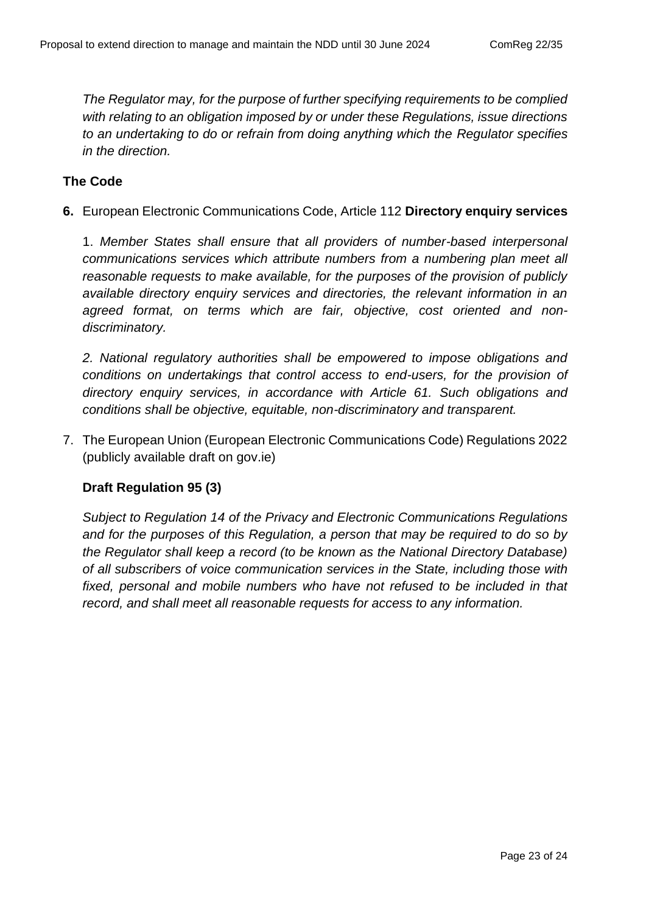*The Regulator may, for the purpose of further specifying requirements to be complied with relating to an obligation imposed by or under these Regulations, issue directions to an undertaking to do or refrain from doing anything which the Regulator specifies in the direction.*

**The Code**

**6.** European Electronic Communications Code, Article 112 **Directory enquiry services**

1. *Member States shall ensure that all providers of number-based interpersonal communications services which attribute numbers from a numbering plan meet all reasonable requests to make available, for the purposes of the provision of publicly available directory enquiry services and directories, the relevant information in an agreed format, on terms which are fair, objective, cost oriented and non-discriminatory.*

*2. National regulatory authorities shall be empowered to impose obligations and conditions on undertakings that control access to end-users, for the provision of directory enquiry services, in accordance with Article 61. Such obligations and conditions shall be objective, equitable, non-discriminatory and transparent.*

7. The European Union (European Electronic Communications Code) Regulations 2022 (publicly available draft on gov.ie)

**Draft Regulation 95 (3)**

*Subject to Regulation 14 of the Privacy and Electronic Communications Regulations and for the purposes of this Regulation, a person that may be required to do so by the Regulator shall keep a record (to be known as the National Directory Database) of all subscribers of voice communication services in the State, including those with fixed, personal and mobile numbers who have not refused to be included in that record, and shall meet all reasonable requests for access to any information.*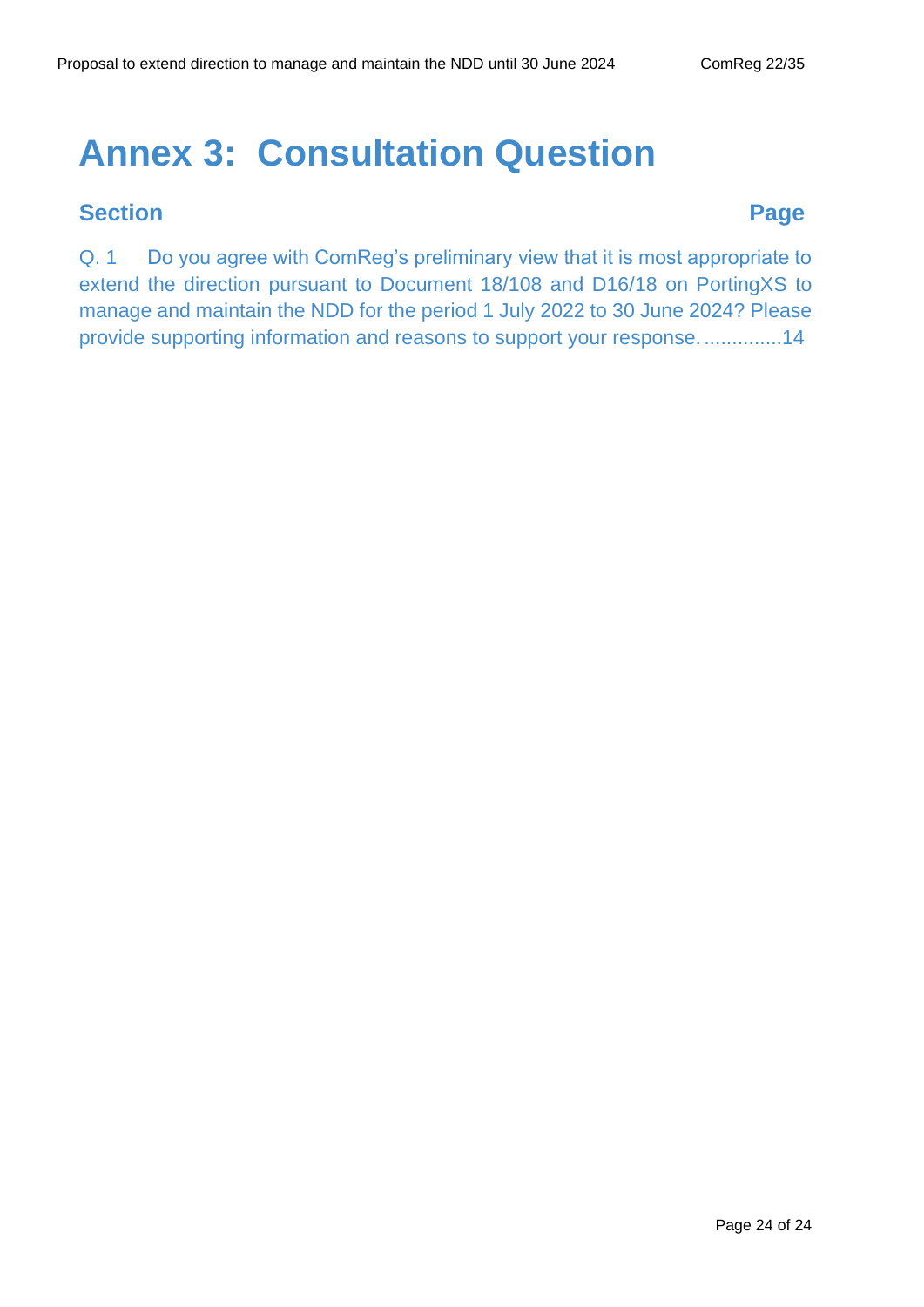# Annex 3: Consultation Question

| Section | Page |
|---|---|
| Q. 1 Do you agree with ComReg's preliminary view that it is most appropriate to extend the direction pursuant to Document 18/108 and D16/18 on PortingXS to manage and maintain the NDD for the period 1 July 2022 to 30 June 2024? Please provide supporting information and reasons to support your response. | 14 |